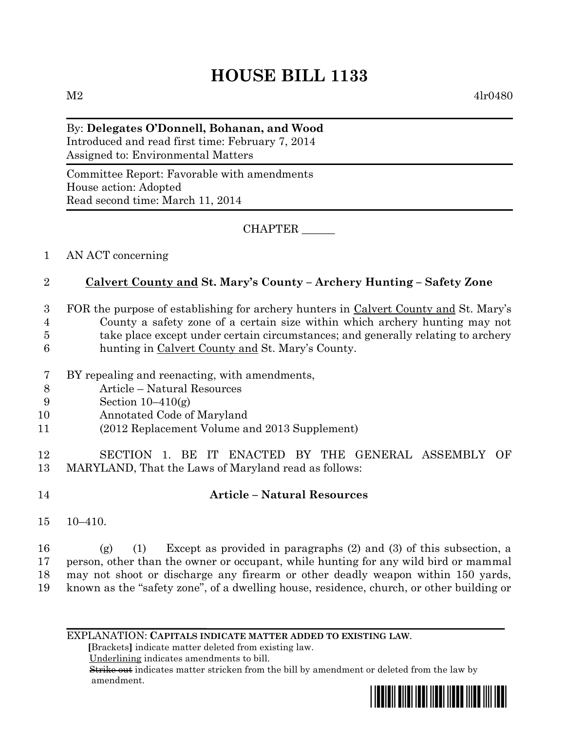# HOUSE BILL 1133

M2 4lr0480

By: **Delegates O'Donnell, Bohanan, and Wood**
Introduced and read first time: February 7, 2014
Assigned to: Environmental Matters

Committee Report: Favorable with amendments
House action: Adopted
Read second time: March 11, 2014

CHAPTER ______

AN ACT concerning

**Calvert County and St. Mary's County – Archery Hunting – Safety Zone**

FOR the purpose of establishing for archery hunters in Calvert County and St. Mary's County a safety zone of a certain size within which archery hunting may not take place except under certain circumstances; and generally relating to archery hunting in Calvert County and St. Mary's County.

BY repealing and reenacting, with amendments,
Article – Natural Resources
Section 10–410(g)
Annotated Code of Maryland
(2012 Replacement Volume and 2013 Supplement)

SECTION 1. BE IT ENACTED BY THE GENERAL ASSEMBLY OF MARYLAND, That the Laws of Maryland read as follows:

**Article – Natural Resources**

10–410.

(g) (1) Except as provided in paragraphs (2) and (3) of this subsection, a person, other than the owner or occupant, while hunting for any wild bird or mammal may not shoot or discharge any firearm or other deadly weapon within 150 yards, known as the "safety zone", of a dwelling house, residence, church, or other building or

EXPLANATION: **CAPITALS INDICATE MATTER ADDED TO EXISTING LAW.**
**[**Brackets**]** indicate matter deleted from existing law.
Underlining indicates amendments to bill.
~~Strike out~~ indicates matter stricken from the bill by amendment or deleted from the law by amendment.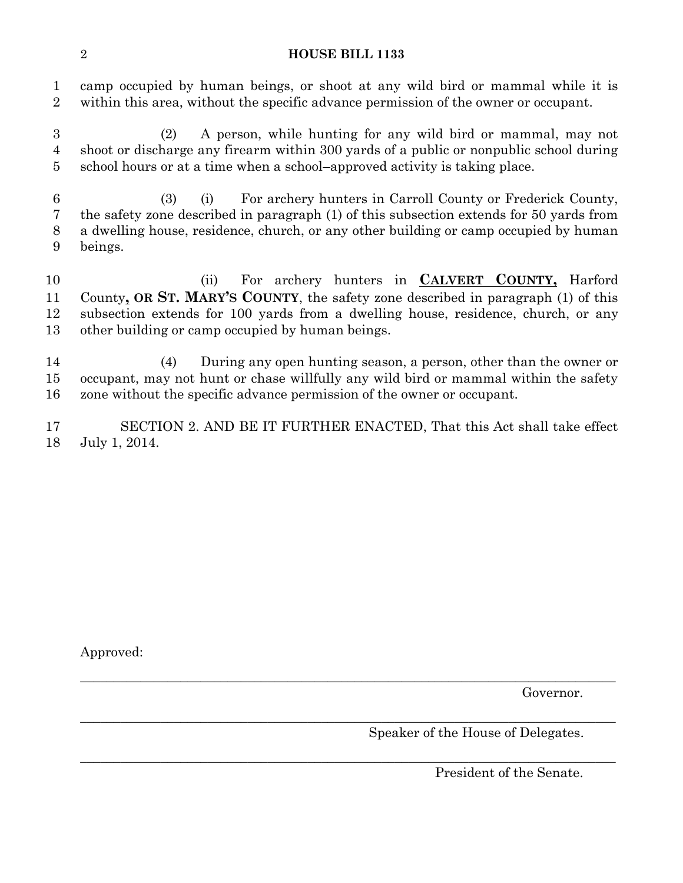camp occupied by human beings, or shoot at any wild bird or mammal while it is within this area, without the specific advance permission of the owner or occupant.

(2) A person, while hunting for any wild bird or mammal, may not shoot or discharge any firearm within 300 yards of a public or nonpublic school during school hours or at a time when a school–approved activity is taking place.

(3) (i) For archery hunters in Carroll County or Frederick County, the safety zone described in paragraph (1) of this subsection extends for 50 yards from a dwelling house, residence, church, or any other building or camp occupied by human beings.

(ii) For archery hunters in **CALVERT COUNTY,** Harford County**, OR ST. MARY'S COUNTY**, the safety zone described in paragraph (1) of this subsection extends for 100 yards from a dwelling house, residence, church, or any other building or camp occupied by human beings.

(4) During any open hunting season, a person, other than the owner or occupant, may not hunt or chase willfully any wild bird or mammal within the safety zone without the specific advance permission of the owner or occupant.

SECTION 2. AND BE IT FURTHER ENACTED, That this Act shall take effect July 1, 2014.

Approved:

_______________________________________________

Governor.

_______________________________________________

Speaker of the House of Delegates.

_______________________________________________

President of the Senate.